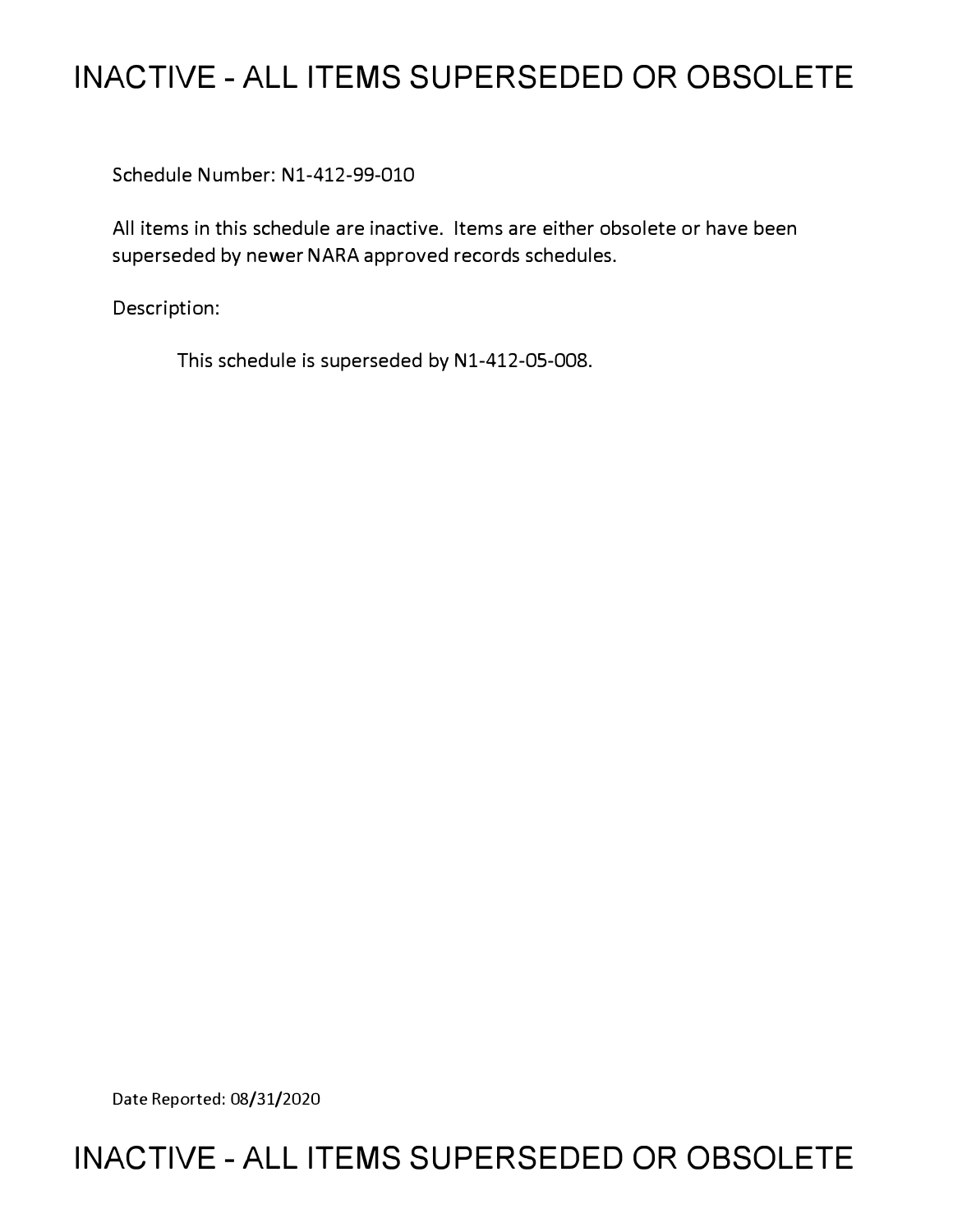# INACTIVE - ALL ITEMS SUPERSEDED OR OBSOLETE

Schedule Number: N1-412-99-010

All items in this schedule are inactive. Items are either obsolete or have been superseded by newer NARA approved records schedules.

Description:

This schedule is superseded by N1-412-05-008.

Date Reported: 08/31/2020

# INACTIVE - ALL ITEMS SUPERSEDED OR OBSOLETE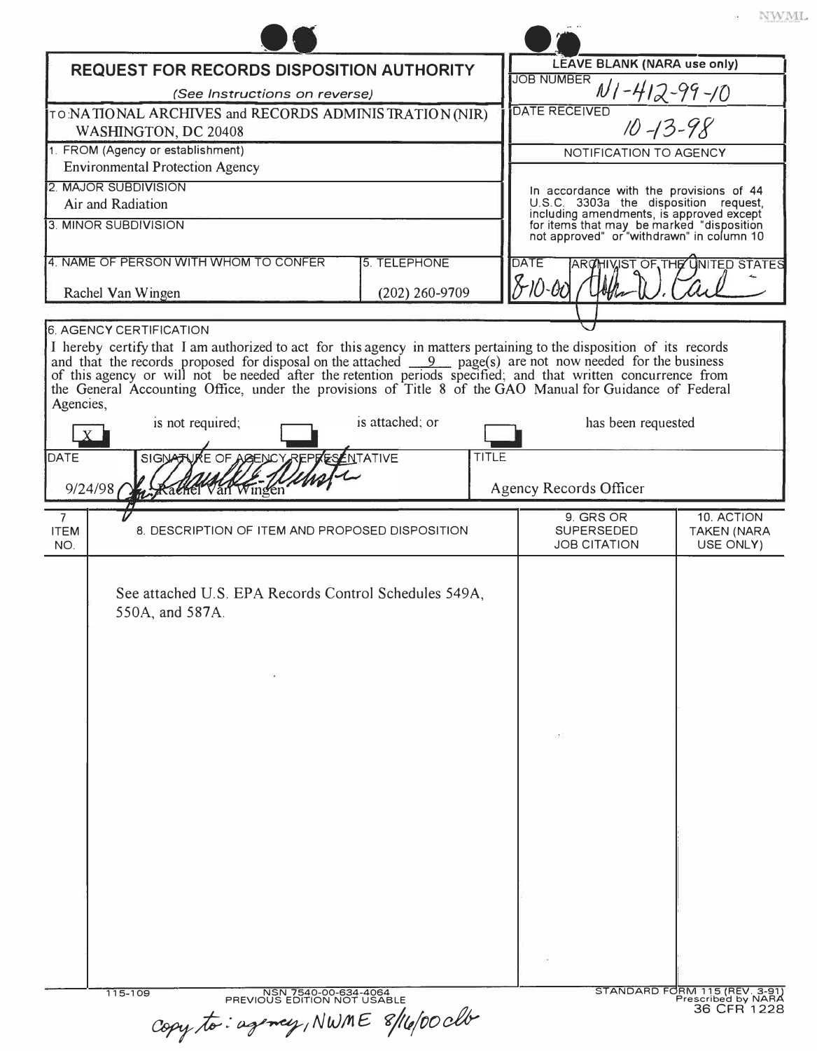NWML

# REQUEST FOR RECORDS DISPOSITION AUTHORITY

*(See Instructions on reverse)*

| | |
|---|---|
| TO: NATIONAL ARCHIVES and RECORDS ADMINISTRATION (NIR) WASHINGTON, DC 20408 | **LEAVE BLANK (NARA use only)** |
| 1. FROM (Agency or establishment) Environmental Protection Agency | JOB NUMBER N1-412-99-10 |
| 2. MAJOR SUBDIVISION Air and Radiation | DATE RECEIVED 10-13-98 |
| 3. MINOR SUBDIVISION | NOTIFICATION TO AGENCY |
| 4. NAME OF PERSON WITH WHOM TO CONFER: Rachel Van Wingen — 5. TELEPHONE: (202) 260-9709 | In accordance with the provisions of 44 U.S.C. 3303a the disposition request, including amendments, is approved except for items that may be marked "disposition not approved" or "withdrawn" in column 10 |
| | DATE: 8-10-00 — ARCHIVIST OF THE UNITED STATES: John W. Carl |

**6. AGENCY CERTIFICATION**

I hereby certify that I am authorized to act for this agency in matters pertaining to the disposition of its records and that the records proposed for disposal on the attached 9 page(s) are not now needed for the business of this agency or will not be needed after the retention periods specified; and that written concurrence from the General Accounting Office, under the provisions of Title 8 of the GAO Manual for Guidance of Federal Agencies,

[X] is not required; [ ] is attached; or [ ] has been requested

| DATE | SIGNATURE OF AGENCY REPRESENTATIVE | TITLE |
|---|---|---|
| 9/24/98 | for Rachel Van Wingen | Agency Records Officer |

| 7. ITEM NO. | 8. DESCRIPTION OF ITEM AND PROPOSED DISPOSITION | 9. GRS OR SUPERSEDED JOB CITATION | 10. ACTION TAKEN (NARA USE ONLY) |
|---|---|---|---|
| | See attached U.S. EPA Records Control Schedules 549A, 550A, and 587A. | | |

115-109 — NSN 7540-00-634-4064 — PREVIOUS EDITION NOT USABLE — STANDARD FORM 115 (REV. 3-91) Prescribed by NARA 36 CFR 1228

Copy to: agency, NWME 8/16/00 clb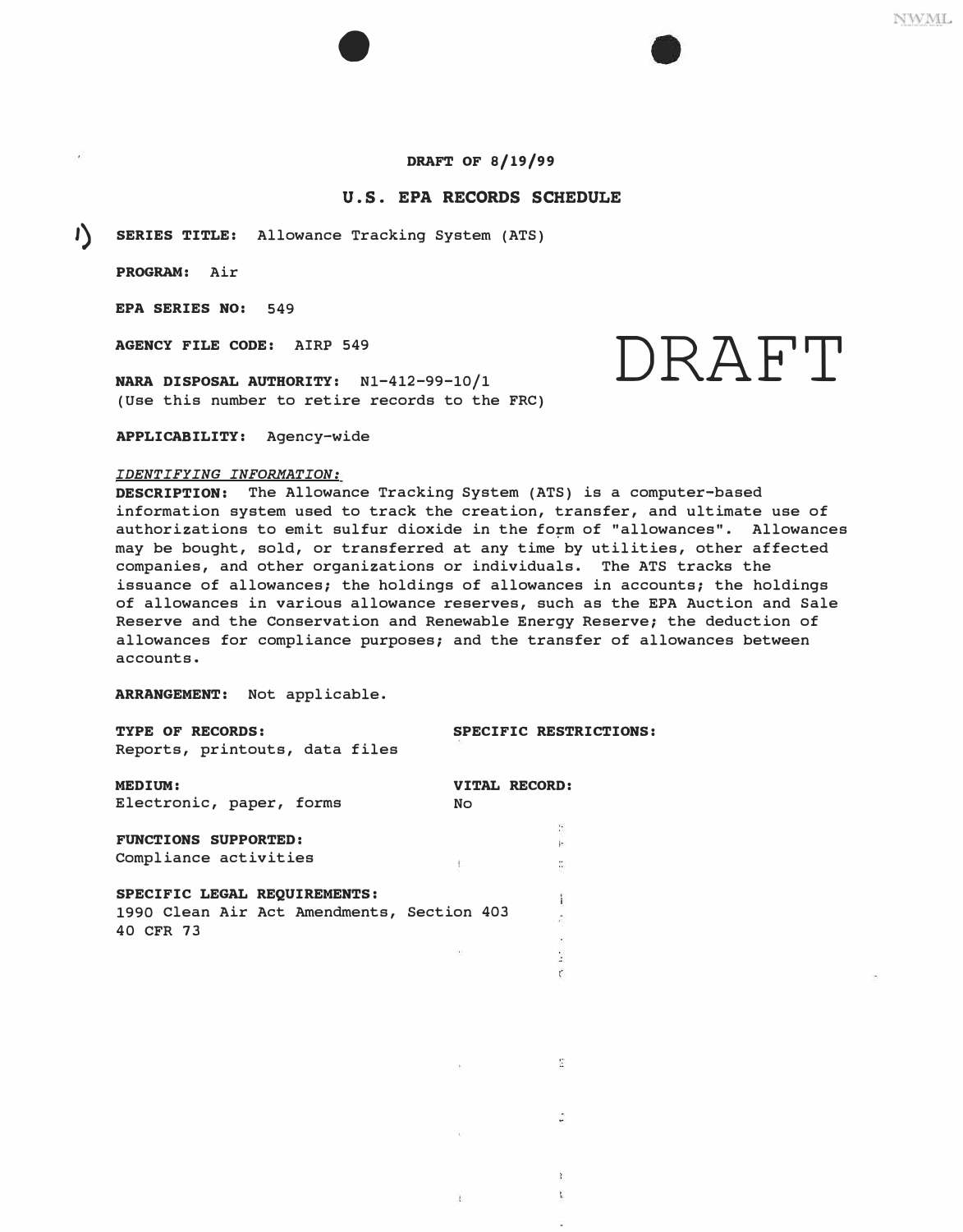**DRAFT OF 8/19/99**

## U.S. EPA RECORDS SCHEDULE

1) **SERIES TITLE:** Allowance Tracking System (ATS)

**PROGRAM:** Air

**EPA SERIES NO:** 549

**AGENCY FILE CODE:** AIRP 549

DRAFT

**NARA DISPOSAL AUTHORITY:** N1-412-99-10/1
(Use this number to retire records to the FRC)

**APPLICABILITY:** Agency-wide

*IDENTIFYING INFORMATION:*

**DESCRIPTION:** The Allowance Tracking System (ATS) is a computer-based information system used to track the creation, transfer, and ultimate use of authorizations to emit sulfur dioxide in the form of "allowances". Allowances may be bought, sold, or transferred at any time by utilities, other affected companies, and other organizations or individuals. The ATS tracks the issuance of allowances; the holdings of allowances in accounts; the holdings of allowances in various allowance reserves, such as the EPA Auction and Sale Reserve and the Conservation and Renewable Energy Reserve; the deduction of allowances for compliance purposes; and the transfer of allowances between accounts.

**ARRANGEMENT:** Not applicable.

**TYPE OF RECORDS:**
Reports, printouts, data files

**SPECIFIC RESTRICTIONS:**

**MEDIUM:**
Electronic, paper, forms

**VITAL RECORD:**
No

**FUNCTIONS SUPPORTED:**
Compliance activities

**SPECIFIC LEGAL REQUIREMENTS:**
1990 Clean Air Act Amendments, Section 403
40 CFR 73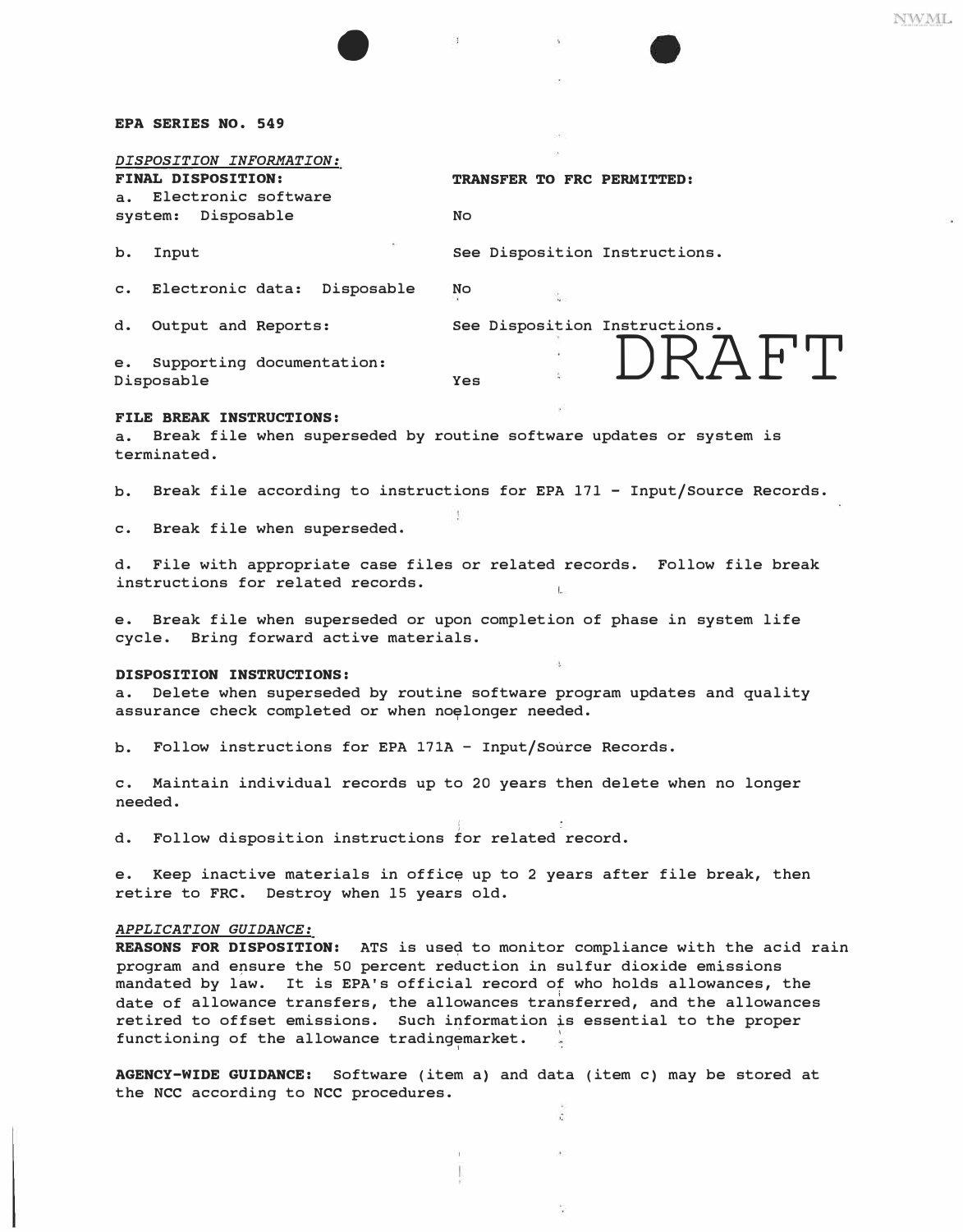**EPA SERIES NO. 549**

*DISPOSITION INFORMATION:*

| **FINAL DISPOSITION:** | **TRANSFER TO FRC PERMITTED:** |
|---|---|
| a. Electronic software system: Disposable | No |
| b. Input | See Disposition Instructions. |
| c. Electronic data: Disposable | No |
| d. Output and Reports: | See Disposition Instructions. |
| e. Supporting documentation: Disposable | Yes |

DRAFT

**FILE BREAK INSTRUCTIONS:**

a. Break file when superseded by routine software updates or system is terminated.

b. Break file according to instructions for EPA 171 - Input/Source Records.

c. Break file when superseded.

d. File with appropriate case files or related records. Follow file break instructions for related records.

e. Break file when superseded or upon completion of phase in system life cycle. Bring forward active materials.

**DISPOSITION INSTRUCTIONS:**

a. Delete when superseded by routine software program updates and quality assurance check completed or when no longer needed.

b. Follow instructions for EPA 171A - Input/Source Records.

c. Maintain individual records up to 20 years then delete when no longer needed.

d. Follow disposition instructions for related record.

e. Keep inactive materials in office up to 2 years after file break, then retire to FRC. Destroy when 15 years old.

*APPLICATION GUIDANCE:*

**REASONS FOR DISPOSITION:** ATS is used to monitor compliance with the acid rain program and ensure the 50 percent reduction in sulfur dioxide emissions mandated by law. It is EPA's official record of who holds allowances, the date of allowance transfers, the allowances transferred, and the allowances retired to offset emissions. Such information is essential to the proper functioning of the allowance trading market.

**AGENCY-WIDE GUIDANCE:** Software (item a) and data (item c) may be stored at the NCC according to NCC procedures.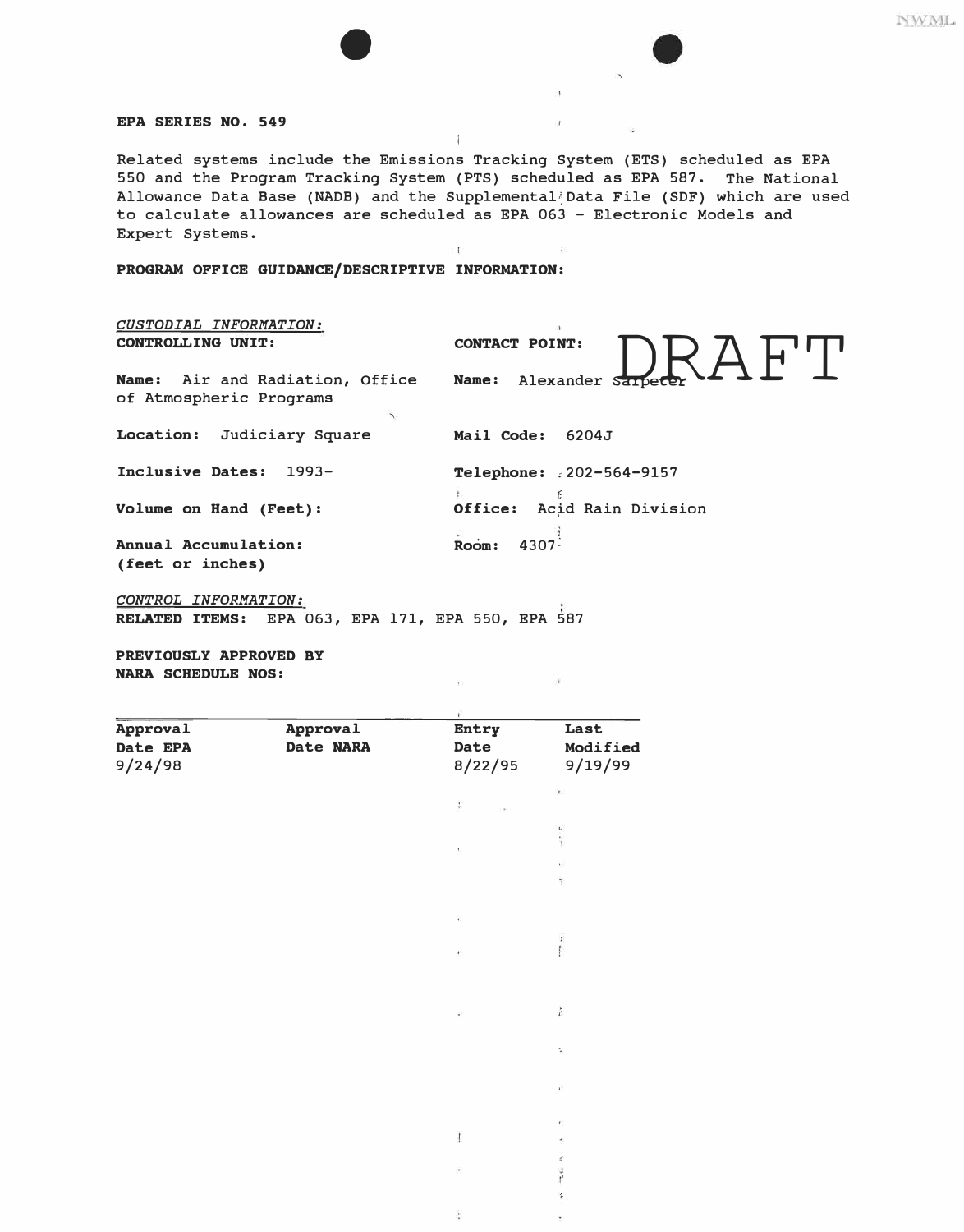**EPA SERIES NO. 549**

Related systems include the Emissions Tracking System (ETS) scheduled as EPA 550 and the Program Tracking System (PTS) scheduled as EPA 587. The National Allowance Data Base (NADB) and the Supplemental Data File (SDF) which are used to calculate allowances are scheduled as EPA 063 - Electronic Models and Expert Systems.

**PROGRAM OFFICE GUIDANCE/DESCRIPTIVE INFORMATION:**

DRAFT

*CUSTODIAL INFORMATION:*

**CONTROLLING UNIT:**

**Name:** Air and Radiation, Office of Atmospheric Programs

**Location:** Judiciary Square

**Inclusive Dates:** 1993-

**Volume on Hand (Feet):**

**Annual Accumulation: (feet or inches)**

**CONTACT POINT:**

**Name:** Alexander Salpeter

**Mail Code:** 6204J

**Telephone:** 202-564-9157

**Office:** Acid Rain Division

**Room:** 4307

*CONTROL INFORMATION:*

**RELATED ITEMS:** EPA 063, EPA 171, EPA 550, EPA 587

**PREVIOUSLY APPROVED BY NARA SCHEDULE NOS:**

| Approval Date EPA | Approval Date NARA | Entry Date | Last Modified |
|---|---|---|---|
| 9/24/98 | | 8/22/95 | 9/19/99 |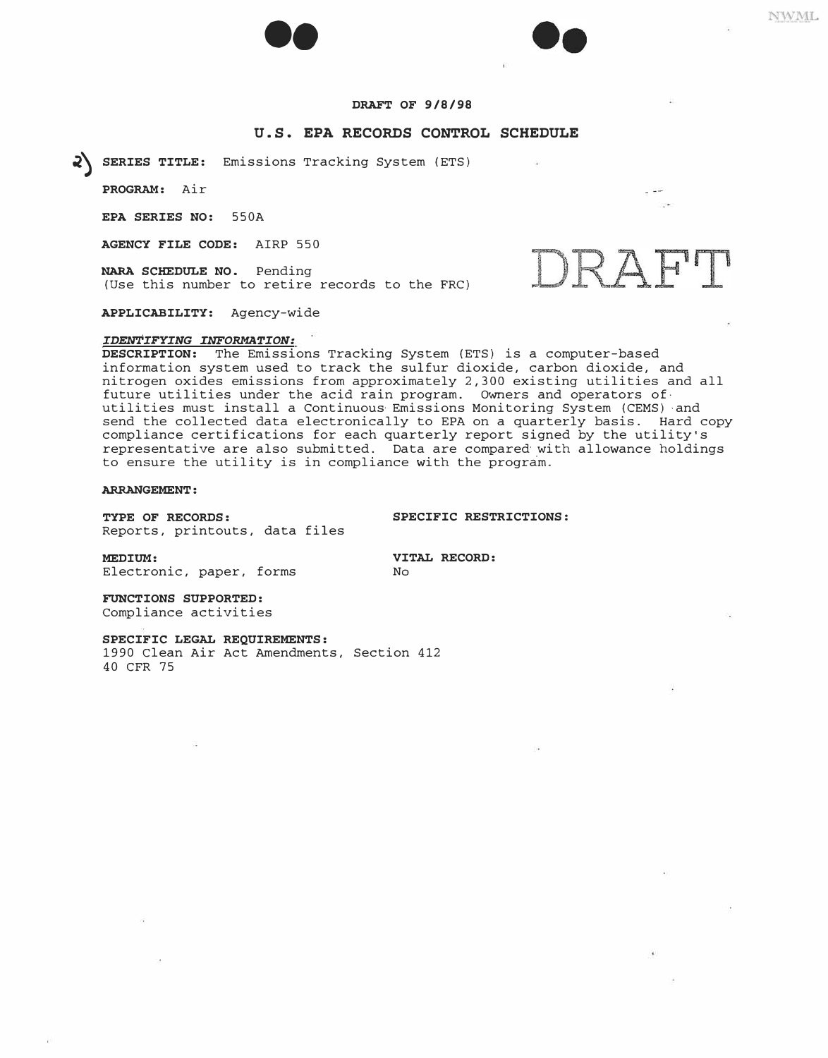**DRAFT OF 9/8/98**

## U.S. EPA RECORDS CONTROL SCHEDULE

DRAFT

2) **SERIES TITLE:** Emissions Tracking System (ETS)

**PROGRAM:** Air

**EPA SERIES NO:** 550A

**AGENCY FILE CODE:** AIRP 550

**NARA SCHEDULE NO.** Pending
(Use this number to retire records to the FRC)

**APPLICABILITY:** Agency-wide

***IDENTIFYING INFORMATION:***

**DESCRIPTION:** The Emissions Tracking System (ETS) is a computer-based information system used to track the sulfur dioxide, carbon dioxide, and nitrogen oxides emissions from approximately 2,300 existing utilities and all future utilities under the acid rain program. Owners and operators of utilities must install a Continuous Emissions Monitoring System (CEMS) and send the collected data electronically to EPA on a quarterly basis. Hard copy compliance certifications for each quarterly report signed by the utility's representative are also submitted. Data are compared with allowance holdings to ensure the utility is in compliance with the program.

**ARRANGEMENT:**

**TYPE OF RECORDS:**
Reports, printouts, data files

**SPECIFIC RESTRICTIONS:**

**MEDIUM:**
Electronic, paper, forms

**VITAL RECORD:**
No

**FUNCTIONS SUPPORTED:**
Compliance activities

**SPECIFIC LEGAL REQUIREMENTS:**
1990 Clean Air Act Amendments, Section 412
40 CFR 75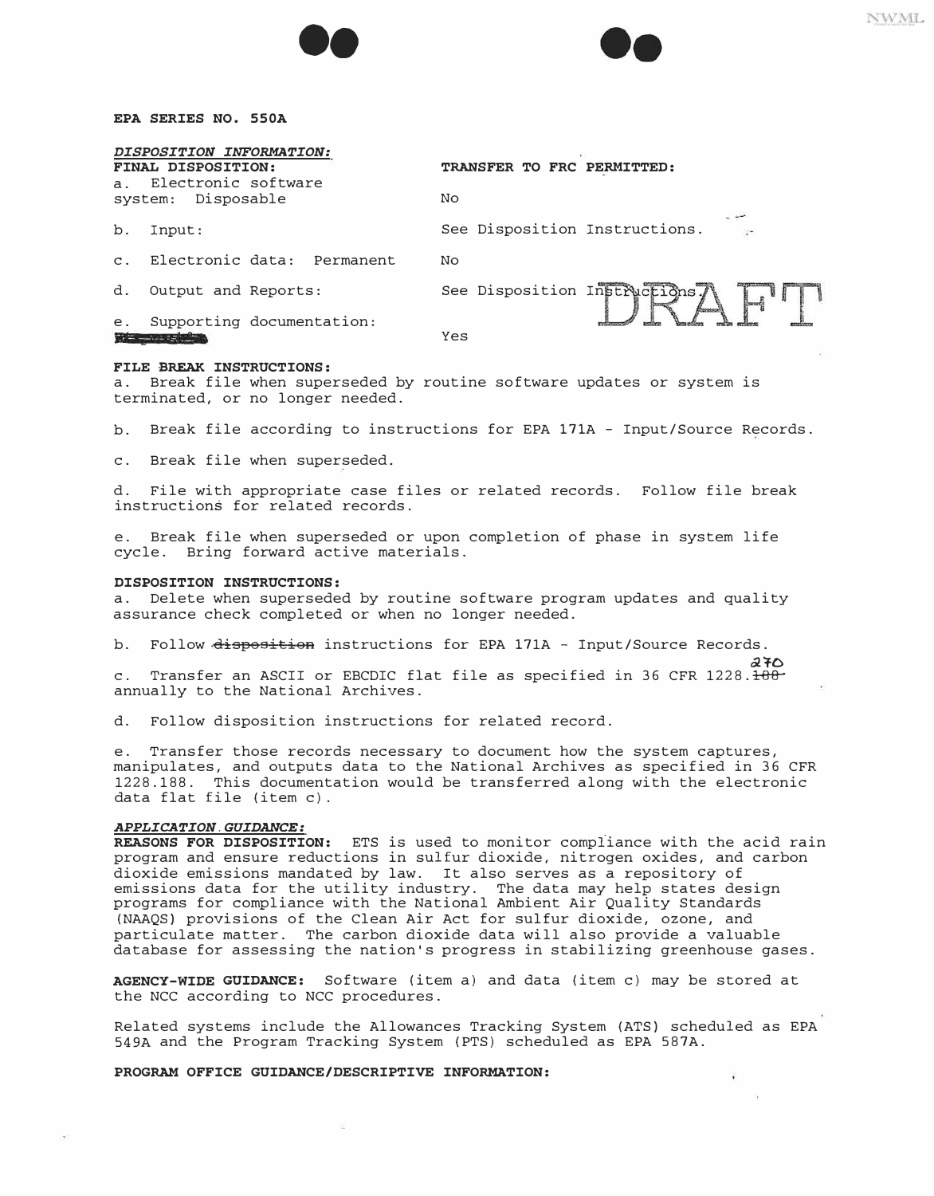**EPA SERIES NO. 550A**

***DISPOSITION INFORMATION:***

| FINAL DISPOSITION: | TRANSFER TO FRC PERMITTED: |
|---|---|
| a. Electronic software system: Disposable | No |
| b. Input: | See Disposition Instructions. |
| c. Electronic data: Permanent | No |
| d. Output and Reports: | See Disposition Instructions. |
| e. Supporting documentation: ~~Disposable~~ | Yes |

DRAFT

**FILE BREAK INSTRUCTIONS:**

a. Break file when superseded by routine software updates or system is terminated, or no longer needed.

b. Break file according to instructions for EPA 171A - Input/Source Records.

c. Break file when superseded.

d. File with appropriate case files or related records. Follow file break instructions for related records.

e. Break file when superseded or upon completion of phase in system life cycle. Bring forward active materials.

**DISPOSITION INSTRUCTIONS:**

a. Delete when superseded by routine software program updates and quality assurance check completed or when no longer needed.

b. Follow ~~disposition~~ instructions for EPA 171A - Input/Source Records.

c. Transfer an ASCII or EBCDIC flat file as specified in 36 CFR 1228.~~188~~ 270 annually to the National Archives.

d. Follow disposition instructions for related record.

e. Transfer those records necessary to document how the system captures, manipulates, and outputs data to the National Archives as specified in 36 CFR 1228.188. This documentation would be transferred along with the electronic data flat file (item c).

***APPLICATION GUIDANCE:***

**REASONS FOR DISPOSITION:** ETS is used to monitor compliance with the acid rain program and ensure reductions in sulfur dioxide, nitrogen oxides, and carbon dioxide emissions mandated by law. It also serves as a repository of emissions data for the utility industry. The data may help states design programs for compliance with the National Ambient Air Quality Standards (NAAQS) provisions of the Clean Air Act for sulfur dioxide, ozone, and particulate matter. The carbon dioxide data will also provide a valuable database for assessing the nation's progress in stabilizing greenhouse gases.

**AGENCY-WIDE GUIDANCE:** Software (item a) and data (item c) may be stored at the NCC according to NCC procedures.

Related systems include the Allowances Tracking System (ATS) scheduled as EPA 549A and the Program Tracking System (PTS) scheduled as EPA 587A.

**PROGRAM OFFICE GUIDANCE/DESCRIPTIVE INFORMATION:**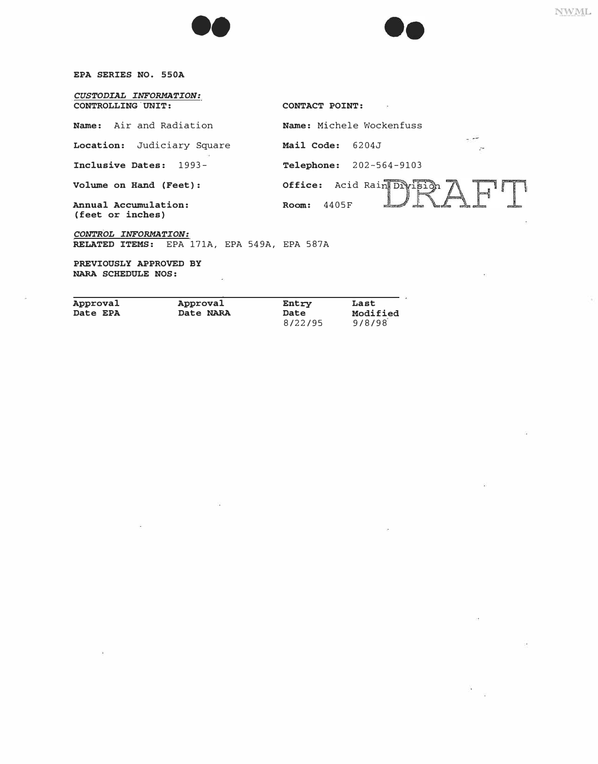**EPA SERIES NO. 550A**

*CUSTODIAL INFORMATION:*

**CONTROLLING UNIT:**

**Name:** Air and Radiation

**Location:** Judiciary Square

**Inclusive Dates:** 1993-

**Volume on Hand (Feet):**

**Annual Accumulation:**
**(feet or inches)**

**CONTACT POINT:**

**Name:** Michele Wockenfuss

**Mail Code:** 6204J

**Telephone:** 202-564-9103

**Office:** Acid Rain Division

**Room:** 4405F

DRAFT

*CONTROL INFORMATION:*

**RELATED ITEMS:** EPA 171A, EPA 549A, EPA 587A

**PREVIOUSLY APPROVED BY NARA SCHEDULE NOS:**

| Approval Date EPA | Approval Date NARA | Entry Date | Last Modified |
|---|---|---|---|
| | | 8/22/95 | 9/8/98 |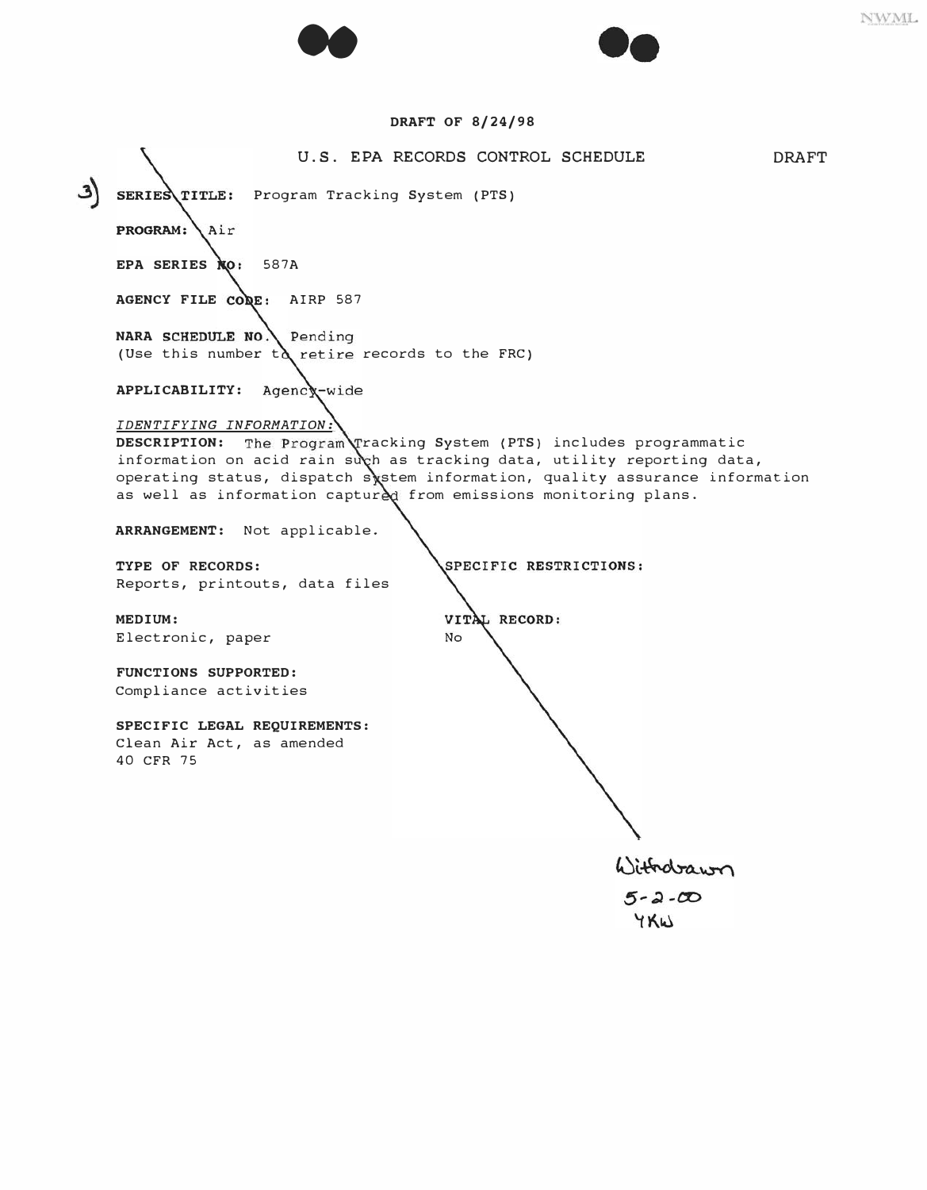DRAFT OF 8/24/98

U.S. EPA RECORDS CONTROL SCHEDULE DRAFT

3) **SERIES TITLE:** Program Tracking System (PTS)

**PROGRAM:** Air

**EPA SERIES NO:** 587A

**AGENCY FILE CODE:** AIRP 587

**NARA SCHEDULE NO.:** Pending
(Use this number to retire records to the FRC)

**APPLICABILITY:** Agency-wide

*IDENTIFYING INFORMATION:*
**DESCRIPTION:** The Program Tracking System (PTS) includes programmatic information on acid rain such as tracking data, utility reporting data, operating status, dispatch system information, quality assurance information as well as information captured from emissions monitoring plans.

**ARRANGEMENT:** Not applicable.

**TYPE OF RECORDS:**
Reports, printouts, data files

**SPECIFIC RESTRICTIONS:**

**MEDIUM:**
Electronic, paper

**VITAL RECORD:**
No

**FUNCTIONS SUPPORTED:**
Compliance activities

**SPECIFIC LEGAL REQUIREMENTS:**
Clean Air Act, as amended
40 CFR 75

Withdrawn
5-2-00
YKW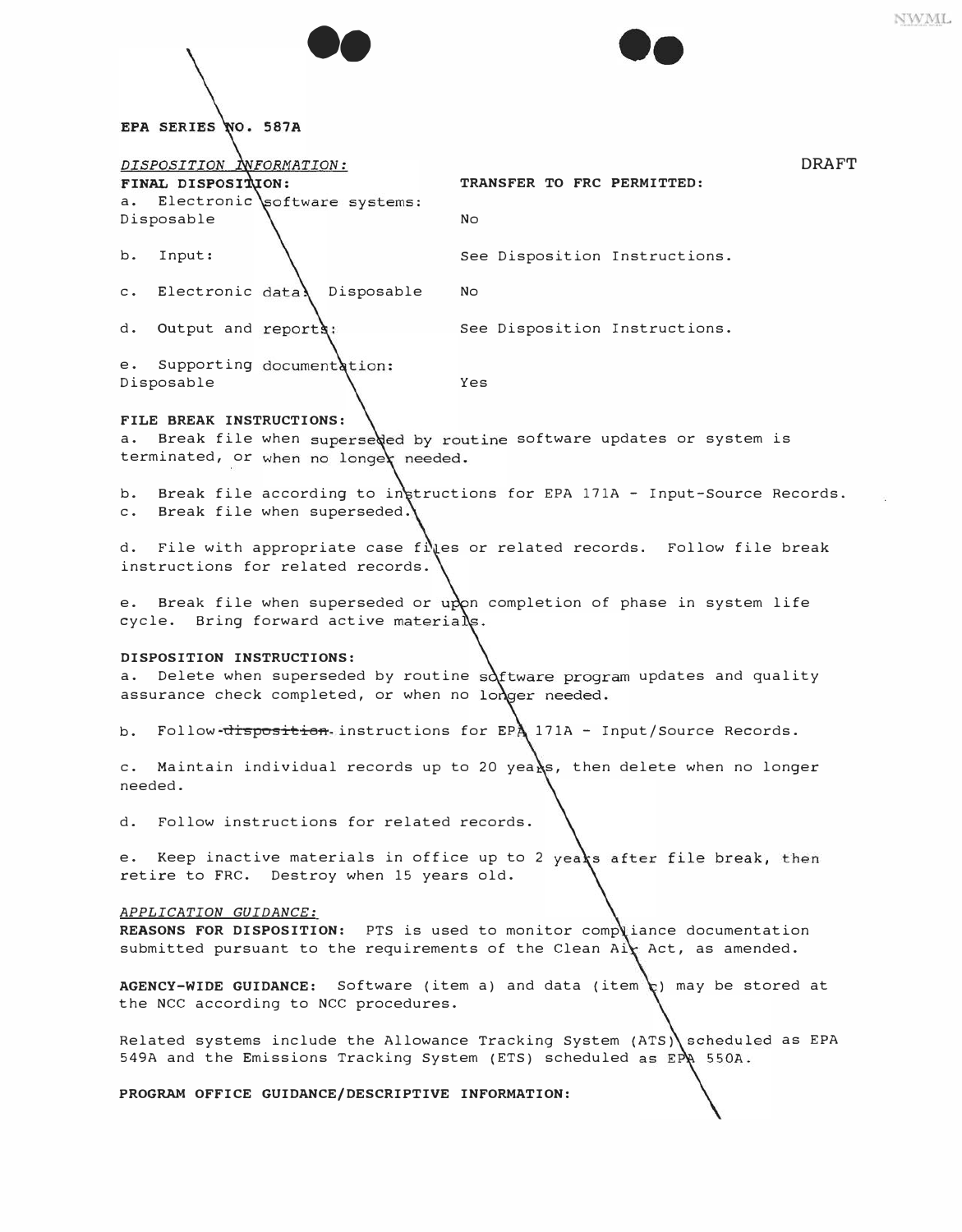**EPA SERIES NO. 587A**

*DISPOSITION INFORMATION:*

DRAFT

| FINAL DISPOSITION: | TRANSFER TO FRC PERMITTED: |
|---|---|
| a. Electronic software systems: Disposable | No |
| b. Input: | See Disposition Instructions. |
| c. Electronic data: Disposable | No |
| d. Output and reports: | See Disposition Instructions. |
| e. Supporting documentation: Disposable | Yes |

**FILE BREAK INSTRUCTIONS:**

a. Break file when superseded by routine software updates or system is terminated, or when no longer needed.

b. Break file according to instructions for EPA 171A - Input-Source Records.

c. Break file when superseded.

d. File with appropriate case files or related records. Follow file break instructions for related records.

e. Break file when superseded or upon completion of phase in system life cycle. Bring forward active materials.

**DISPOSITION INSTRUCTIONS:**

a. Delete when superseded by routine software program updates and quality assurance check completed, or when no longer needed.

b. Follow ~~disposition~~ instructions for EPA 171A - Input/Source Records.

c. Maintain individual records up to 20 years, then delete when no longer needed.

d. Follow instructions for related records.

e. Keep inactive materials in office up to 2 years after file break, then retire to FRC. Destroy when 15 years old.

*APPLICATION GUIDANCE:*

**REASONS FOR DISPOSITION:** PTS is used to monitor compliance documentation submitted pursuant to the requirements of the Clean Air Act, as amended.

**AGENCY-WIDE GUIDANCE:** Software (item a) and data (item c) may be stored at the NCC according to NCC procedures.

Related systems include the Allowance Tracking System (ATS) scheduled as EPA 549A and the Emissions Tracking System (ETS) scheduled as EPA 550A.

**PROGRAM OFFICE GUIDANCE/DESCRIPTIVE INFORMATION:**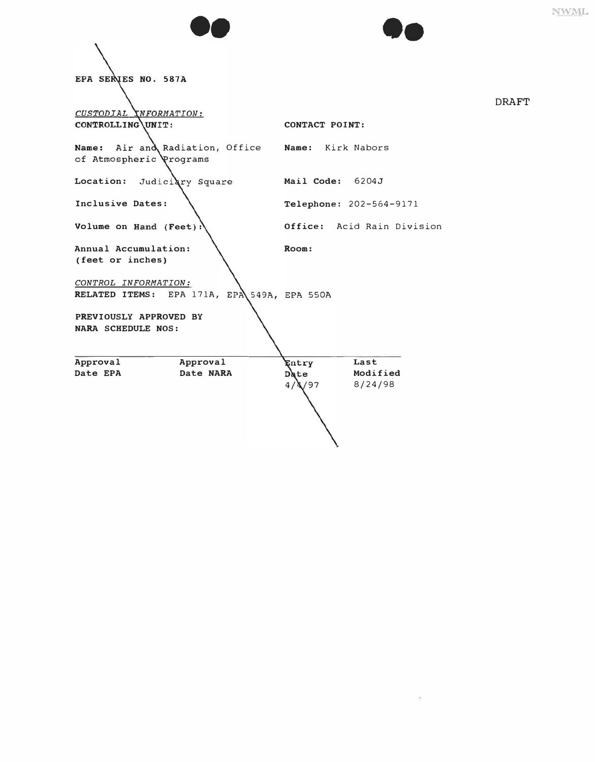DRAFT

**EPA SERIES NO. 587A**

*CUSTODIAL INFORMATION:*

| | |
|---|---|
| **CONTROLLING UNIT:** | **CONTACT POINT:** |
| **Name:** Air and Radiation, Office of Atmospheric Programs | **Name:** Kirk Nabors |
| **Location:** Judiciary Square | **Mail Code:** 6204J |
| **Inclusive Dates:** | **Telephone:** 202-564-9171 |
| **Volume on Hand (Feet):** | **Office:** Acid Rain Division |
| **Annual Accumulation: (feet or inches)** | **Room:** |

*CONTROL INFORMATION:*

**RELATED ITEMS:** EPA 171A, EPA 549A, EPA 550A

**PREVIOUSLY APPROVED BY NARA SCHEDULE NOS:**

| Approval Date EPA | Approval Date NARA | Entry Date | Last Modified |
|---|---|---|---|
| | | 4/4/97 | 8/24/98 |